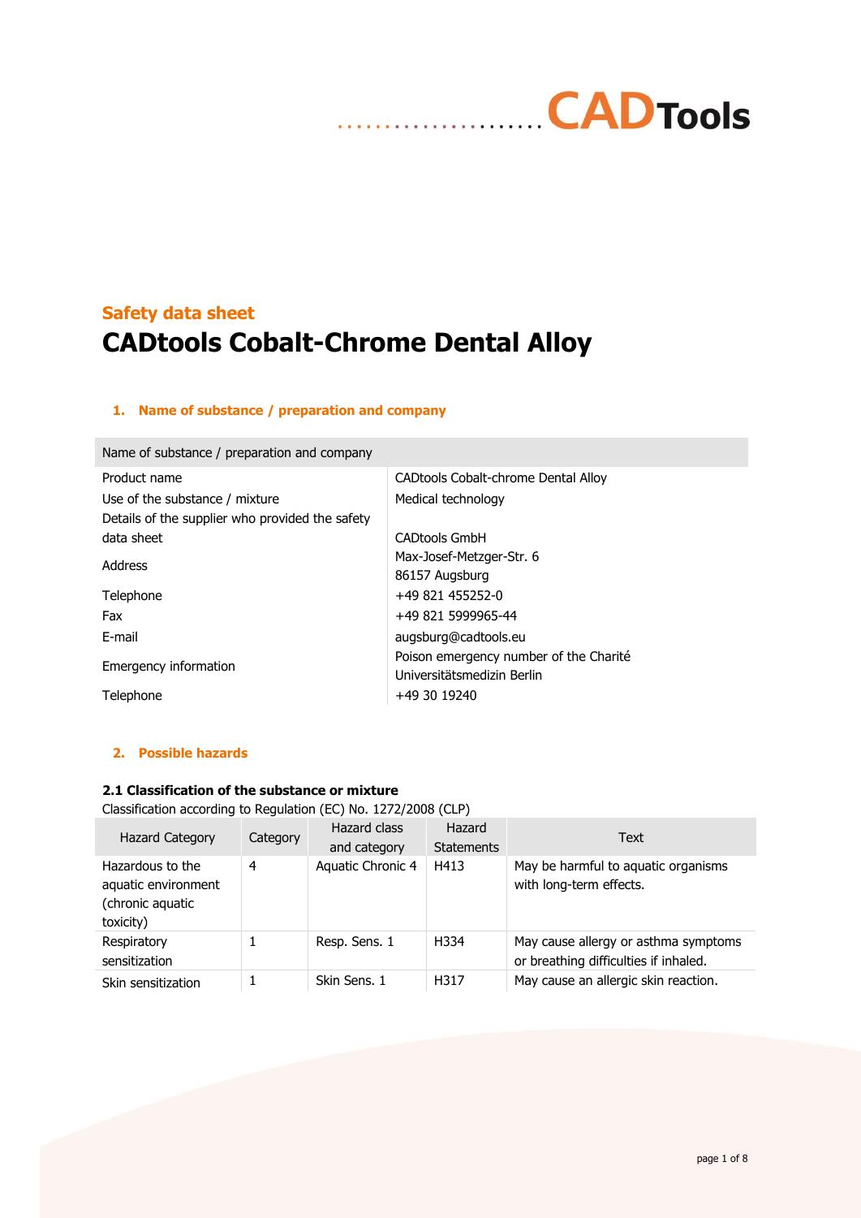## Safety data sheet

# CADtools Cobalt-Chrome Dental Alloy

### 1. Name of substance / preparation and company

| Name of substance / preparation and company | |
|---|---|
| Product name | CADtools Cobalt-chrome Dental Alloy |
| Use of the substance / mixture | Medical technology |
| Details of the supplier who provided the safety data sheet | CADtools GmbH |
| Address | Max-Josef-Metzger-Str. 6<br>86157 Augsburg |
| Telephone | +49 821 455252-0 |
| Fax | +49 821 5999965-44 |
| E-mail | augsburg@cadtools.eu |
| Emergency information | Poison emergency number of the Charité Universitätsmedizin Berlin |
| Telephone | +49 30 19240 |

### 2. Possible hazards

**2.1 Classification of the substance or mixture**

Classification according to Regulation (EC) No. 1272/2008 (CLP)

| Hazard Category | Category | Hazard class and category | Hazard Statements | Text |
|---|---|---|---|---|
| Hazardous to the aquatic environment (chronic aquatic toxicity) | 4 | Aquatic Chronic 4 | H413 | May be harmful to aquatic organisms with long-term effects. |
| Respiratory sensitization | 1 | Resp. Sens. 1 | H334 | May cause allergy or asthma symptoms or breathing difficulties if inhaled. |
| Skin sensitization | 1 | Skin Sens. 1 | H317 | May cause an allergic skin reaction. |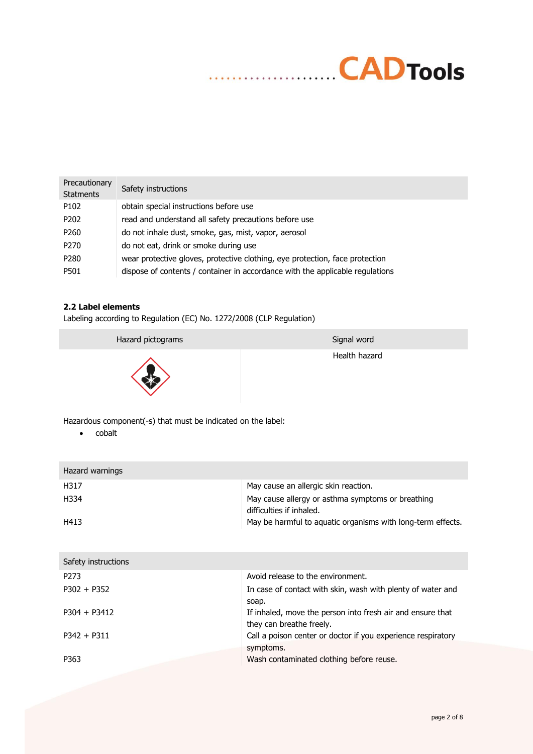| Precautionary Statments | Safety instructions |
|---|---|
| P102 | obtain special instructions before use |
| P202 | read and understand all safety precautions before use |
| P260 | do not inhale dust, smoke, gas, mist, vapor, aerosol |
| P270 | do not eat, drink or smoke during use |
| P280 | wear protective gloves, protective clothing, eye protection, face protection |
| P501 | dispose of contents / container in accordance with the applicable regulations |

**2.2 Label elements**

Labeling according to Regulation (EC) No. 1272/2008 (CLP Regulation)

| Hazard pictograms | Signal word |
|---|---|
| | Health hazard |

Hazardous component(-s) that must be indicated on the label:

- cobalt

| Hazard warnings | |
|---|---|
| H317 | May cause an allergic skin reaction. |
| H334 | May cause allergy or asthma symptoms or breathing difficulties if inhaled. |
| H413 | May be harmful to aquatic organisms with long-term effects. |

| Safety instructions | |
|---|---|
| P273 | Avoid release to the environment. |
| P302 + P352 | In case of contact with skin, wash with plenty of water and soap. |
| P304 + P3412 | If inhaled, move the person into fresh air and ensure that they can breathe freely. |
| P342 + P311 | Call a poison center or doctor if you experience respiratory symptoms. |
| P363 | Wash contaminated clothing before reuse. |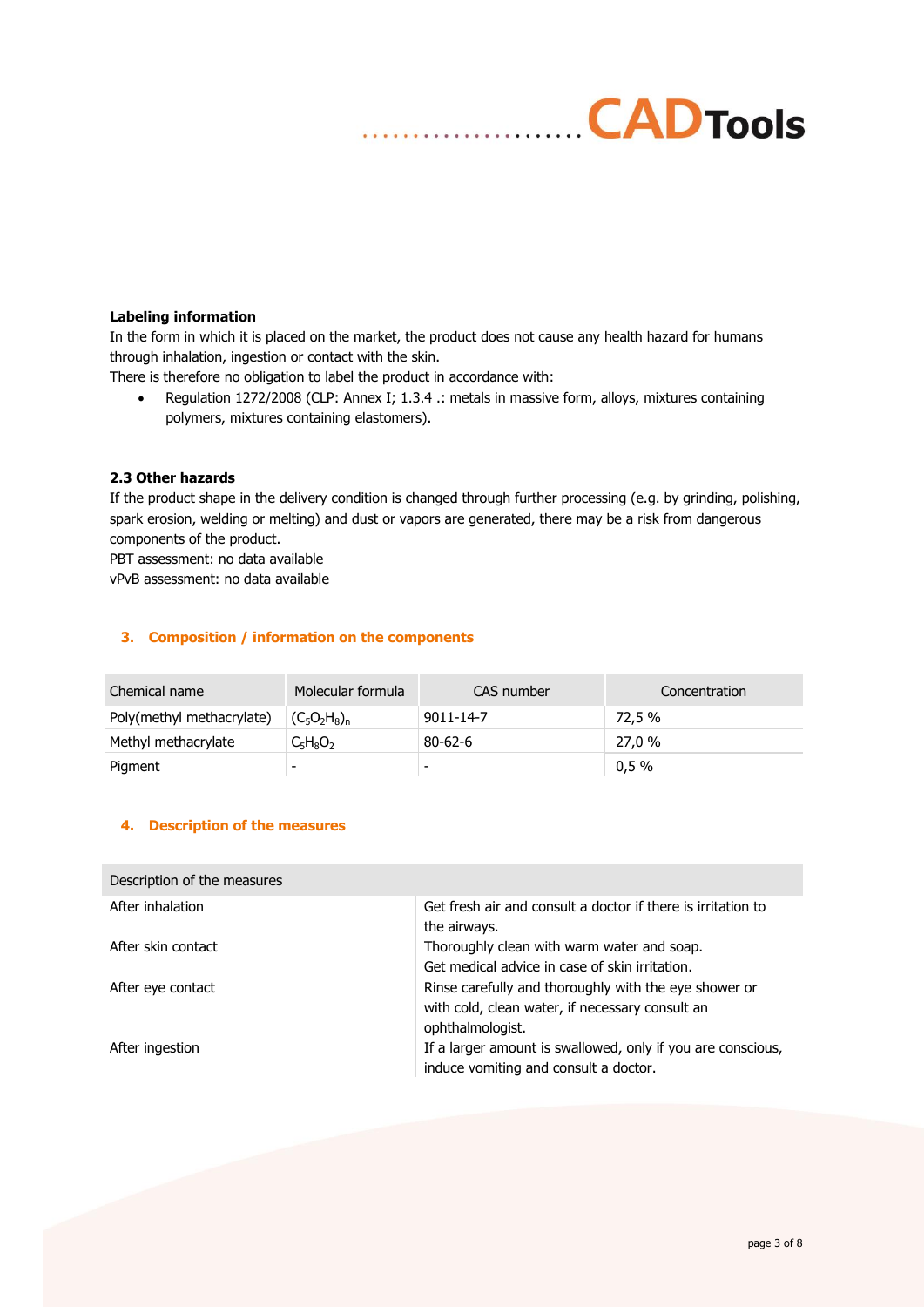**Labeling information**

In the form in which it is placed on the market, the product does not cause any health hazard for humans through inhalation, ingestion or contact with the skin.

There is therefore no obligation to label the product in accordance with:

- Regulation 1272/2008 (CLP: Annex I; 1.3.4 .: metals in massive form, alloys, mixtures containing polymers, mixtures containing elastomers).

**2.3 Other hazards**

If the product shape in the delivery condition is changed through further processing (e.g. by grinding, polishing, spark erosion, welding or melting) and dust or vapors are generated, there may be a risk from dangerous components of the product.

PBT assessment: no data available

vPvB assessment: no data available

## 3. Composition / information on the components

| Chemical name | Molecular formula | CAS number | Concentration |
|---|---|---|---|
| Poly(methyl methacrylate) | $(C_5O_2H_8)_n$ | 9011-14-7 | 72,5 % |
| Methyl methacrylate | $C_5H_8O_2$ | 80-62-6 | 27,0 % |
| Pigment | - | - | 0,5 % |

## 4. Description of the measures

| Description of the measures | |
|---|---|
| After inhalation | Get fresh air and consult a doctor if there is irritation to the airways. |
| After skin contact | Thoroughly clean with warm water and soap. Get medical advice in case of skin irritation. |
| After eye contact | Rinse carefully and thoroughly with the eye shower or with cold, clean water, if necessary consult an ophthalmologist. |
| After ingestion | If a larger amount is swallowed, only if you are conscious, induce vomiting and consult a doctor. |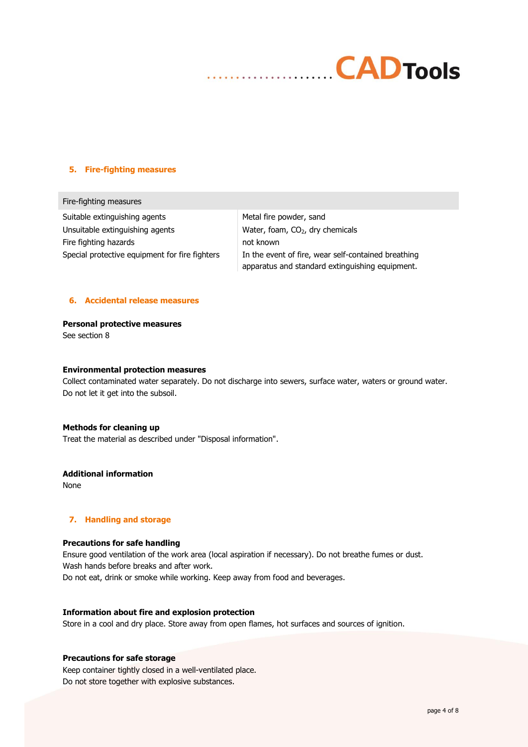## 5. Fire-fighting measures

| Fire-fighting measures | |
|---|---|
| Suitable extinguishing agents | Metal fire powder, sand |
| Unsuitable extinguishing agents | Water, foam, $CO_2$, dry chemicals |
| Fire fighting hazards | not known |
| Special protective equipment for fire fighters | In the event of fire, wear self-contained breathing apparatus and standard extinguishing equipment. |

## 6. Accidental release measures

**Personal protective measures**
See section 8

**Environmental protection measures**
Collect contaminated water separately. Do not discharge into sewers, surface water, waters or ground water. Do not let it get into the subsoil.

**Methods for cleaning up**
Treat the material as described under "Disposal information".

**Additional information**
None

## 7. Handling and storage

**Precautions for safe handling**
Ensure good ventilation of the work area (local aspiration if necessary). Do not breathe fumes or dust.
Wash hands before breaks and after work.
Do not eat, drink or smoke while working. Keep away from food and beverages.

**Information about fire and explosion protection**
Store in a cool and dry place. Store away from open flames, hot surfaces and sources of ignition.

**Precautions for safe storage**
Keep container tightly closed in a well-ventilated place.
Do not store together with explosive substances.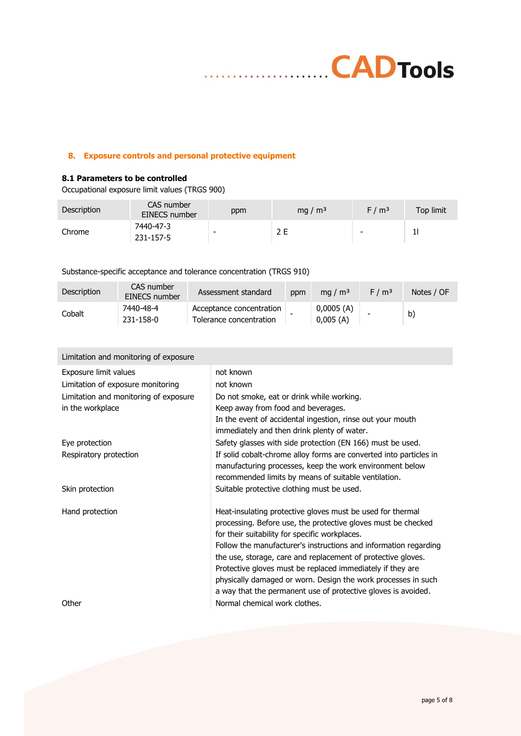## 8. Exposure controls and personal protective equipment

### 8.1 Parameters to be controlled

Occupational exposure limit values (TRGS 900)

| Description | CAS number EINECS number | ppm | mg / m³ | F / m³ | Top limit |
|---|---|---|---|---|---|
| Chrome | 7440-47-3 231-157-5 | - | 2 E | - | 1I |

Substance-specific acceptance and tolerance concentration (TRGS 910)

| Description | CAS number EINECS number | Assessment standard | ppm | mg / m³ | F / m³ | Notes / OF |
|---|---|---|---|---|---|---|
| Cobalt | 7440-48-4 231-158-0 | Acceptance concentration Tolerance concentration | - | 0,0005 (A) 0,005 (A) | - | b) |

| Limitation and monitoring of exposure | |
|---|---|
| Exposure limit values | not known |
| Limitation of exposure monitoring | not known |
| Limitation and monitoring of exposure in the workplace | Do not smoke, eat or drink while working. Keep away from food and beverages. In the event of accidental ingestion, rinse out your mouth immediately and then drink plenty of water. |
| Eye protection | Safety glasses with side protection (EN 166) must be used. |
| Respiratory protection | If solid cobalt-chrome alloy forms are converted into particles in manufacturing processes, keep the work environment below recommended limits by means of suitable ventilation. |
| Skin protection | Suitable protective clothing must be used. |
| Hand protection | Heat-insulating protective gloves must be used for thermal processing. Before use, the protective gloves must be checked for their suitability for specific workplaces. Follow the manufacturer's instructions and information regarding the use, storage, care and replacement of protective gloves. Protective gloves must be replaced immediately if they are physically damaged or worn. Design the work processes in such a way that the permanent use of protective gloves is avoided. |
| Other | Normal chemical work clothes. |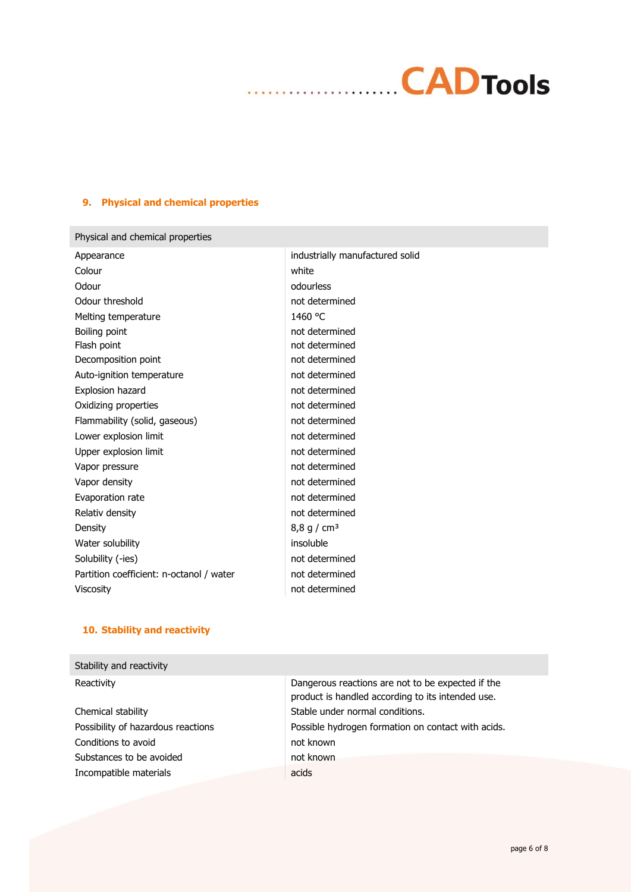## 9. Physical and chemical properties

| Physical and chemical properties | |
|---|---|
| Appearance | industrially manufactured solid |
| Colour | white |
| Odour | odourless |
| Odour threshold | not determined |
| Melting temperature | 1460 °C |
| Boiling point | not determined |
| Flash point | not determined |
| Decomposition point | not determined |
| Auto-ignition temperature | not determined |
| Explosion hazard | not determined |
| Oxidizing properties | not determined |
| Flammability (solid, gaseous) | not determined |
| Lower explosion limit | not determined |
| Upper explosion limit | not determined |
| Vapor pressure | not determined |
| Vapor density | not determined |
| Evaporation rate | not determined |
| Relativ density | not determined |
| Density | 8,8 g / cm³ |
| Water solubility | insoluble |
| Solubility (-ies) | not determined |
| Partition coefficient: n-octanol / water | not determined |
| Viscosity | not determined |

## 10. Stability and reactivity

| Stability and reactivity | |
|---|---|
| Reactivity | Dangerous reactions are not to be expected if the product is handled according to its intended use. |
| Chemical stability | Stable under normal conditions. |
| Possibility of hazardous reactions | Possible hydrogen formation on contact with acids. |
| Conditions to avoid | not known |
| Substances to be avoided | not known |
| Incompatible materials | acids |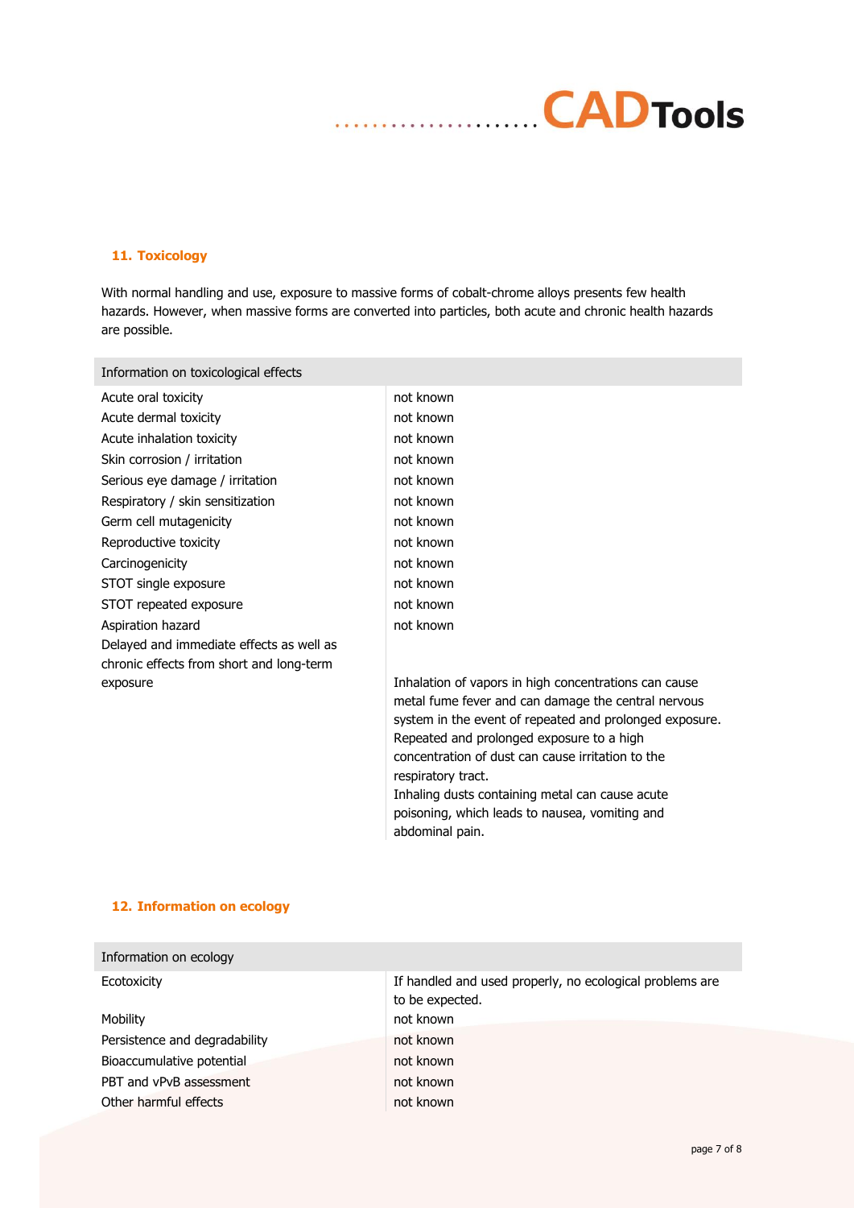## 11. Toxicology

With normal handling and use, exposure to massive forms of cobalt-chrome alloys presents few health hazards. However, when massive forms are converted into particles, both acute and chronic health hazards are possible.

| Information on toxicological effects | |
|---|---|
| Acute oral toxicity | not known |
| Acute dermal toxicity | not known |
| Acute inhalation toxicity | not known |
| Skin corrosion / irritation | not known |
| Serious eye damage / irritation | not known |
| Respiratory / skin sensitization | not known |
| Germ cell mutagenicity | not known |
| Reproductive toxicity | not known |
| Carcinogenicity | not known |
| STOT single exposure | not known |
| STOT repeated exposure | not known |
| Aspiration hazard | not known |
| Delayed and immediate effects as well as chronic effects from short and long-term exposure | Inhalation of vapors in high concentrations can cause metal fume fever and can damage the central nervous system in the event of repeated and prolonged exposure. Repeated and prolonged exposure to a high concentration of dust can cause irritation to the respiratory tract. Inhaling dusts containing metal can cause acute poisoning, which leads to nausea, vomiting and abdominal pain. |

## 12. Information on ecology

| Information on ecology | |
|---|---|
| Ecotoxicity | If handled and used properly, no ecological problems are to be expected. |
| Mobility | not known |
| Persistence and degradability | not known |
| Bioaccumulative potential | not known |
| PBT and vPvB assessment | not known |
| Other harmful effects | not known |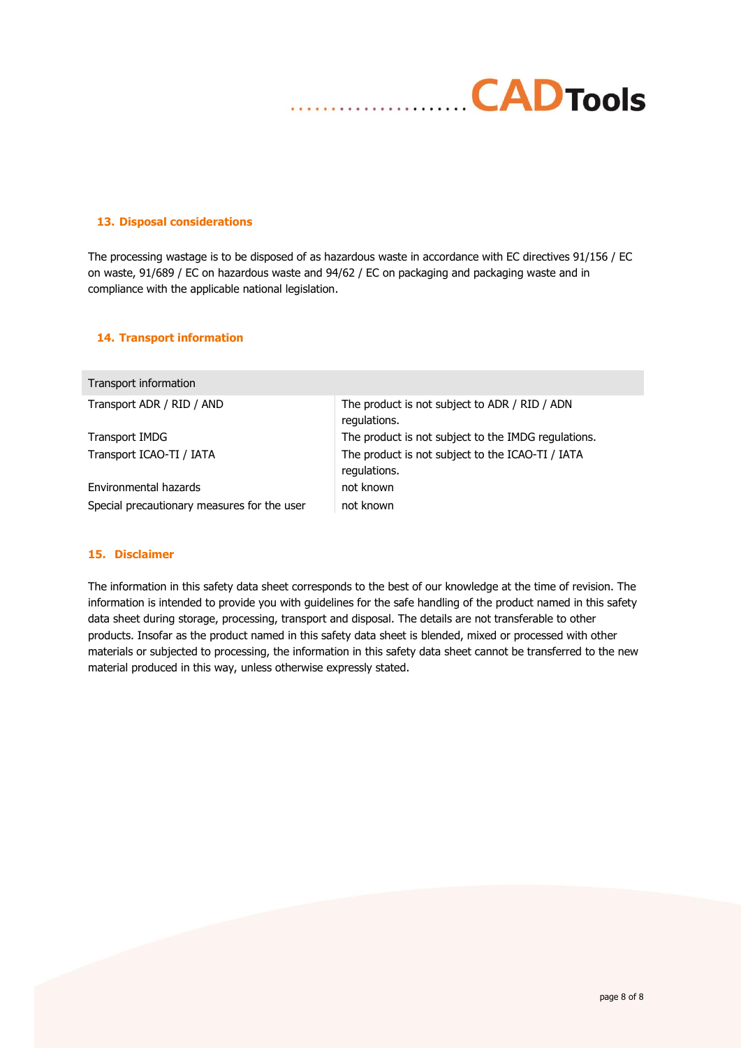## 13. Disposal considerations

The processing wastage is to be disposed of as hazardous waste in accordance with EC directives 91/156 / EC on waste, 91/689 / EC on hazardous waste and 94/62 / EC on packaging and packaging waste and in compliance with the applicable national legislation.

## 14. Transport information

| Transport information | |
|---|---|
| Transport ADR / RID / AND | The product is not subject to ADR / RID / ADN regulations. |
| Transport IMDG | The product is not subject to the IMDG regulations. |
| Transport ICAO-TI / IATA | The product is not subject to the ICAO-TI / IATA regulations. |
| Environmental hazards | not known |
| Special precautionary measures for the user | not known |

## 15. Disclaimer

The information in this safety data sheet corresponds to the best of our knowledge at the time of revision. The information is intended to provide you with guidelines for the safe handling of the product named in this safety data sheet during storage, processing, transport and disposal. The details are not transferable to other products. Insofar as the product named in this safety data sheet is blended, mixed or processed with other materials or subjected to processing, the information in this safety data sheet cannot be transferred to the new material produced in this way, unless otherwise expressly stated.